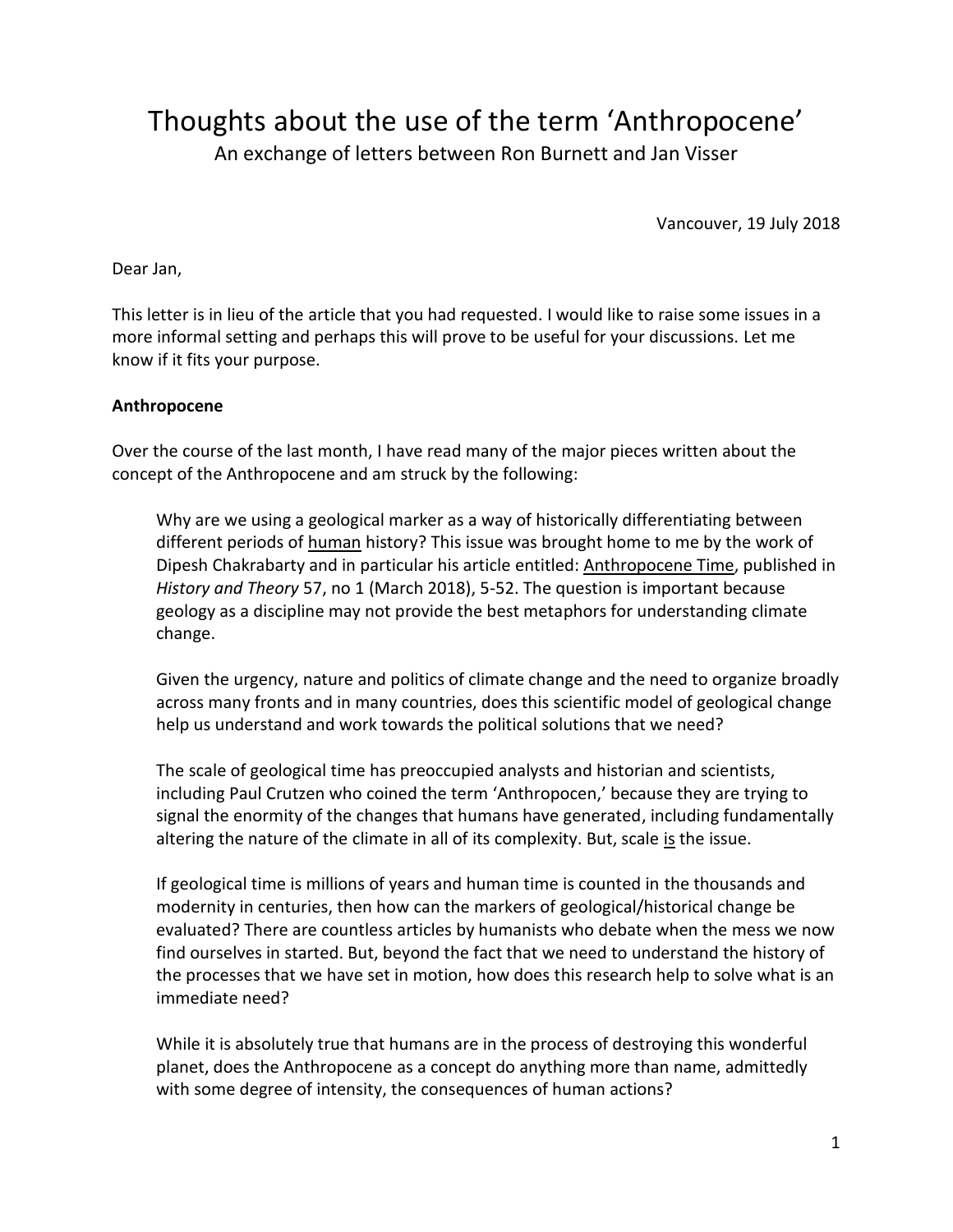# Thoughts about the use of the term 'Anthropocene'

An exchange of letters between Ron Burnett and Jan Visser

Vancouver, 19 July 2018

Dear Jan,

This letter is in lieu of the article that you had requested. I would like to raise some issues in a more informal setting and perhaps this will prove to be useful for your discussions. Let me know if it fits your purpose.

**Anthropocene**

Over the course of the last month, I have read many of the major pieces written about the concept of the Anthropocene and am struck by the following:

> Why are we using a geological marker as a way of historically differentiating between different periods of <u>human</u> history? This issue was brought home to me by the work of Dipesh Chakrabarty and in particular his article entitled: <u>Anthropocene Time</u>, published in *History and Theory* 57, no 1 (March 2018), 5-52. The question is important because geology as a discipline may not provide the best metaphors for understanding climate change.
>
> Given the urgency, nature and politics of climate change and the need to organize broadly across many fronts and in many countries, does this scientific model of geological change help us understand and work towards the political solutions that we need?
>
> The scale of geological time has preoccupied analysts and historian and scientists, including Paul Crutzen who coined the term 'Anthropocen,' because they are trying to signal the enormity of the changes that humans have generated, including fundamentally altering the nature of the climate in all of its complexity. But, scale <u>is</u> the issue.
>
> If geological time is millions of years and human time is counted in the thousands and modernity in centuries, then how can the markers of geological/historical change be evaluated? There are countless articles by humanists who debate when the mess we now find ourselves in started. But, beyond the fact that we need to understand the history of the processes that we have set in motion, how does this research help to solve what is an immediate need?
>
> While it is absolutely true that humans are in the process of destroying this wonderful planet, does the Anthropocene as a concept do anything more than name, admittedly with some degree of intensity, the consequences of human actions?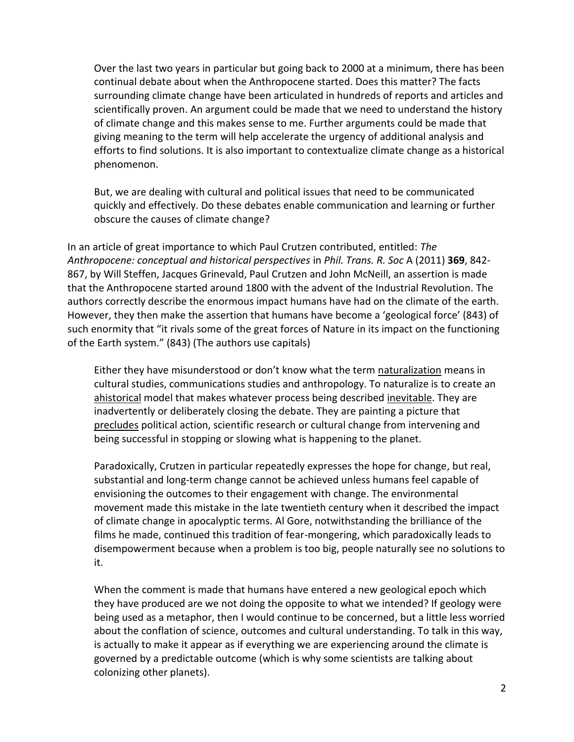> Over the last two years in particular but going back to 2000 at a minimum, there has been continual debate about when the Anthropocene started. Does this matter? The facts surrounding climate change have been articulated in hundreds of reports and articles and scientifically proven. An argument could be made that we need to understand the history of climate change and this makes sense to me. Further arguments could be made that giving meaning to the term will help accelerate the urgency of additional analysis and efforts to find solutions. It is also important to contextualize climate change as a historical phenomenon.
>
> But, we are dealing with cultural and political issues that need to be communicated quickly and effectively. Do these debates enable communication and learning or further obscure the causes of climate change?

In an article of great importance to which Paul Crutzen contributed, entitled: *The Anthropocene: conceptual and historical perspectives* in *Phil. Trans. R. Soc* A (2011) **369**, 842-867, by Will Steffen, Jacques Grinevald, Paul Crutzen and John McNeill, an assertion is made that the Anthropocene started around 1800 with the advent of the Industrial Revolution. The authors correctly describe the enormous impact humans have had on the climate of the earth. However, they then make the assertion that humans have become a 'geological force' (843) of such enormity that "it rivals some of the great forces of Nature in its impact on the functioning of the Earth system." (843) (The authors use capitals)

> Either they have misunderstood or don't know what the term <u>naturalization</u> means in cultural studies, communications studies and anthropology. To naturalize is to create an <u>ahistorical</u> model that makes whatever process being described <u>inevitable</u>. They are inadvertently or deliberately closing the debate. They are painting a picture that <u>precludes</u> political action, scientific research or cultural change from intervening and being successful in stopping or slowing what is happening to the planet.
>
> Paradoxically, Crutzen in particular repeatedly expresses the hope for change, but real, substantial and long-term change cannot be achieved unless humans feel capable of envisioning the outcomes to their engagement with change. The environmental movement made this mistake in the late twentieth century when it described the impact of climate change in apocalyptic terms. Al Gore, notwithstanding the brilliance of the films he made, continued this tradition of fear-mongering, which paradoxically leads to disempowerment because when a problem is too big, people naturally see no solutions to it.
>
> When the comment is made that humans have entered a new geological epoch which they have produced are we not doing the opposite to what we intended? If geology were being used as a metaphor, then I would continue to be concerned, but a little less worried about the conflation of science, outcomes and cultural understanding. To talk in this way, is actually to make it appear as if everything we are experiencing around the climate is governed by a predictable outcome (which is why some scientists are talking about colonizing other planets).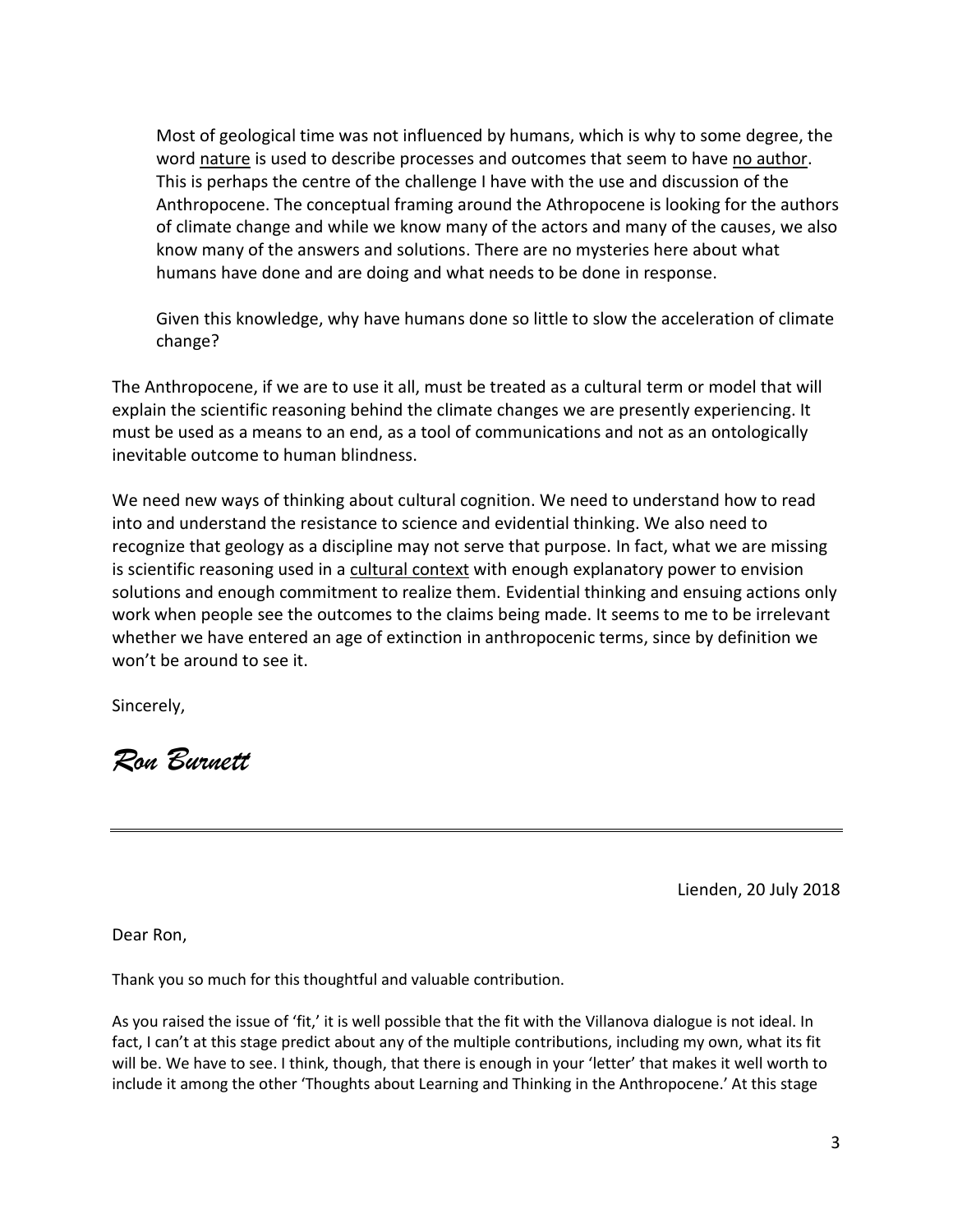> Most of geological time was not influenced by humans, which is why to some degree, the word <u>nature</u> is used to describe processes and outcomes that seem to have <u>no author</u>. This is perhaps the centre of the challenge I have with the use and discussion of the Anthropocene. The conceptual framing around the Athropocene is looking for the authors of climate change and while we know many of the actors and many of the causes, we also know many of the answers and solutions. There are no mysteries here about what humans have done and are doing and what needs to be done in response.
>
> Given this knowledge, why have humans done so little to slow the acceleration of climate change?

The Anthropocene, if we are to use it all, must be treated as a cultural term or model that will explain the scientific reasoning behind the climate changes we are presently experiencing. It must be used as a means to an end, as a tool of communications and not as an ontologically inevitable outcome to human blindness.

We need new ways of thinking about cultural cognition. We need to understand how to read into and understand the resistance to science and evidential thinking. We also need to recognize that geology as a discipline may not serve that purpose. In fact, what we are missing is scientific reasoning used in a <u>cultural context</u> with enough explanatory power to envision solutions and enough commitment to realize them. Evidential thinking and ensuing actions only work when people see the outcomes to the claims being made. It seems to me to be irrelevant whether we have entered an age of extinction in anthropocenic terms, since by definition we won't be around to see it.

Sincerely,

*Ron Burnett*

---

Lienden, 20 July 2018

Dear Ron,

Thank you so much for this thoughtful and valuable contribution.

As you raised the issue of 'fit,' it is well possible that the fit with the Villanova dialogue is not ideal. In fact, I can't at this stage predict about any of the multiple contributions, including my own, what its fit will be. We have to see. I think, though, that there is enough in your 'letter' that makes it well worth to include it among the other 'Thoughts about Learning and Thinking in the Anthropocene.' At this stage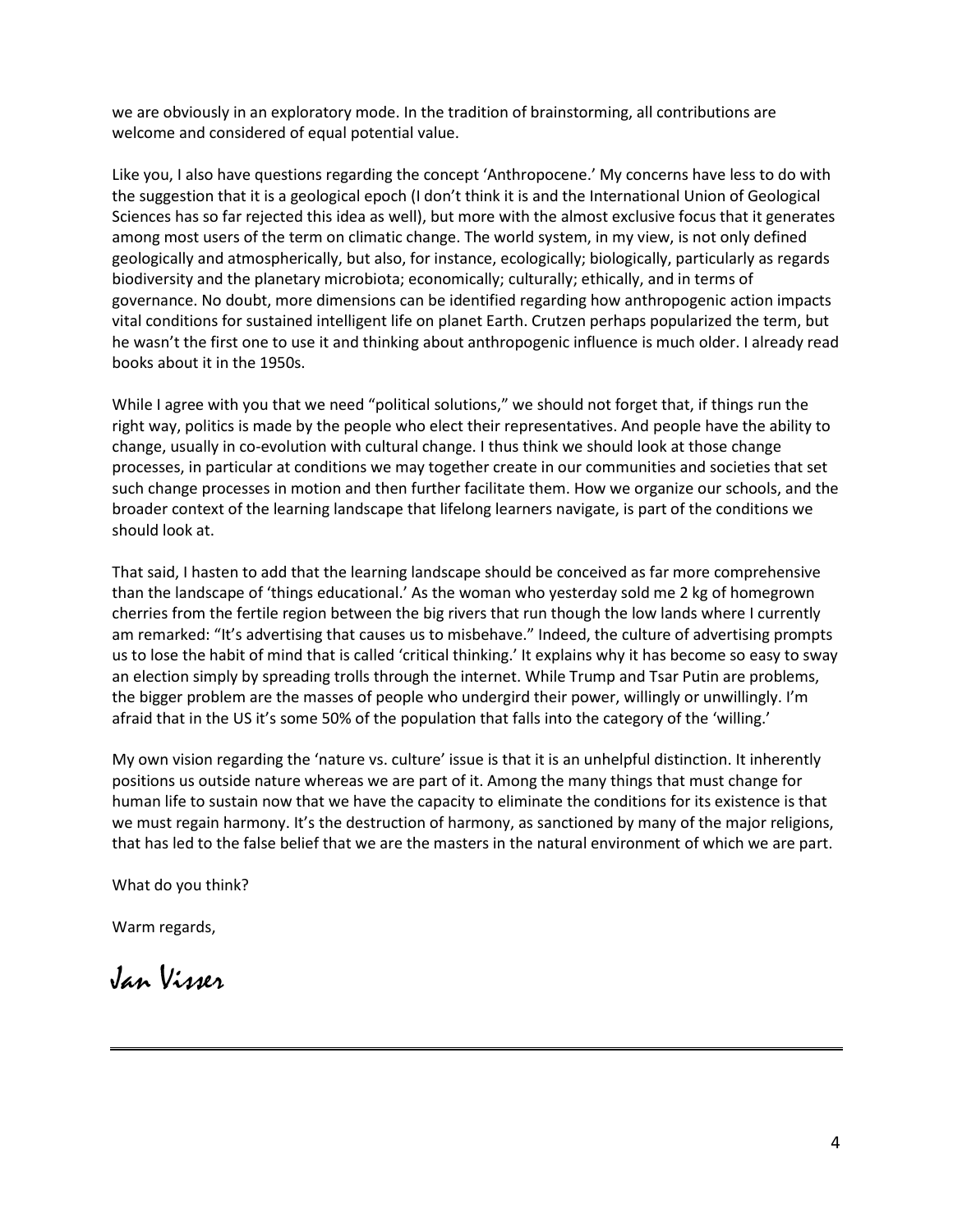we are obviously in an exploratory mode. In the tradition of brainstorming, all contributions are welcome and considered of equal potential value.

Like you, I also have questions regarding the concept 'Anthropocene.' My concerns have less to do with the suggestion that it is a geological epoch (I don't think it is and the International Union of Geological Sciences has so far rejected this idea as well), but more with the almost exclusive focus that it generates among most users of the term on climatic change. The world system, in my view, is not only defined geologically and atmospherically, but also, for instance, ecologically; biologically, particularly as regards biodiversity and the planetary microbiota; economically; culturally; ethically, and in terms of governance. No doubt, more dimensions can be identified regarding how anthropogenic action impacts vital conditions for sustained intelligent life on planet Earth. Crutzen perhaps popularized the term, but he wasn't the first one to use it and thinking about anthropogenic influence is much older. I already read books about it in the 1950s.

While I agree with you that we need "political solutions," we should not forget that, if things run the right way, politics is made by the people who elect their representatives. And people have the ability to change, usually in co-evolution with cultural change. I thus think we should look at those change processes, in particular at conditions we may together create in our communities and societies that set such change processes in motion and then further facilitate them. How we organize our schools, and the broader context of the learning landscape that lifelong learners navigate, is part of the conditions we should look at.

That said, I hasten to add that the learning landscape should be conceived as far more comprehensive than the landscape of 'things educational.' As the woman who yesterday sold me 2 kg of homegrown cherries from the fertile region between the big rivers that run though the low lands where I currently am remarked: "It's advertising that causes us to misbehave." Indeed, the culture of advertising prompts us to lose the habit of mind that is called 'critical thinking.' It explains why it has become so easy to sway an election simply by spreading trolls through the internet. While Trump and Tsar Putin are problems, the bigger problem are the masses of people who undergird their power, willingly or unwillingly. I'm afraid that in the US it's some 50% of the population that falls into the category of the 'willing.'

My own vision regarding the 'nature vs. culture' issue is that it is an unhelpful distinction. It inherently positions us outside nature whereas we are part of it. Among the many things that must change for human life to sustain now that we have the capacity to eliminate the conditions for its existence is that we must regain harmony. It's the destruction of harmony, as sanctioned by many of the major religions, that has led to the false belief that we are the masters in the natural environment of which we are part.

What do you think?

Warm regards,

*Jan Visser*

---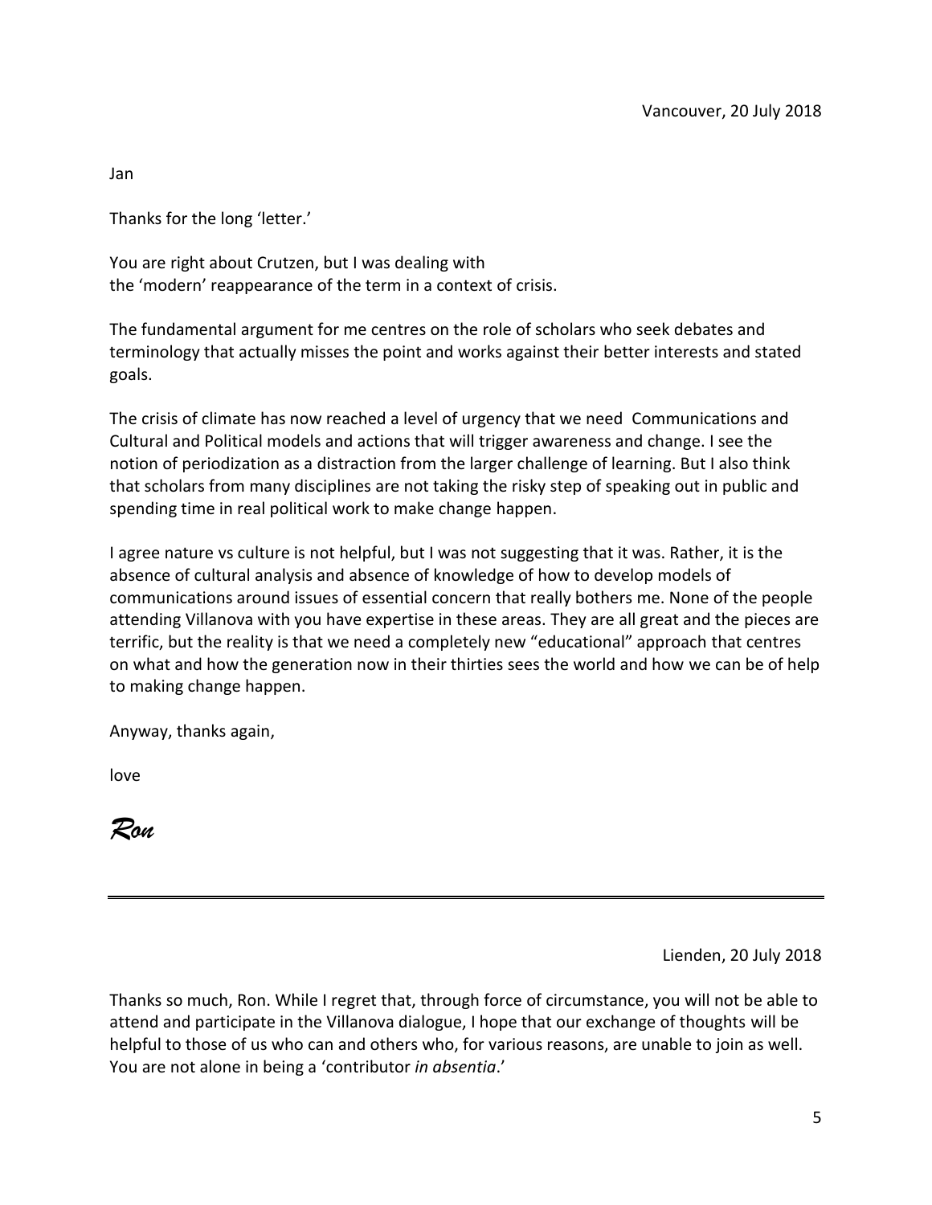Vancouver, 20 July 2018

Jan

Thanks for the long 'letter.'

You are right about Crutzen, but I was dealing with
the 'modern' reappearance of the term in a context of crisis.

The fundamental argument for me centres on the role of scholars who seek debates and terminology that actually misses the point and works against their better interests and stated goals.

The crisis of climate has now reached a level of urgency that we need Communications and Cultural and Political models and actions that will trigger awareness and change. I see the notion of periodization as a distraction from the larger challenge of learning. But I also think that scholars from many disciplines are not taking the risky step of speaking out in public and spending time in real political work to make change happen.

I agree nature vs culture is not helpful, but I was not suggesting that it was. Rather, it is the absence of cultural analysis and absence of knowledge of how to develop models of communications around issues of essential concern that really bothers me. None of the people attending Villanova with you have expertise in these areas. They are all great and the pieces are terrific, but the reality is that we need a completely new "educational" approach that centres on what and how the generation now in their thirties sees the world and how we can be of help to making change happen.

Anyway, thanks again,

love

*Ron*

---

Lienden, 20 July 2018

Thanks so much, Ron. While I regret that, through force of circumstance, you will not be able to attend and participate in the Villanova dialogue, I hope that our exchange of thoughts will be helpful to those of us who can and others who, for various reasons, are unable to join as well. You are not alone in being a 'contributor *in absentia*.'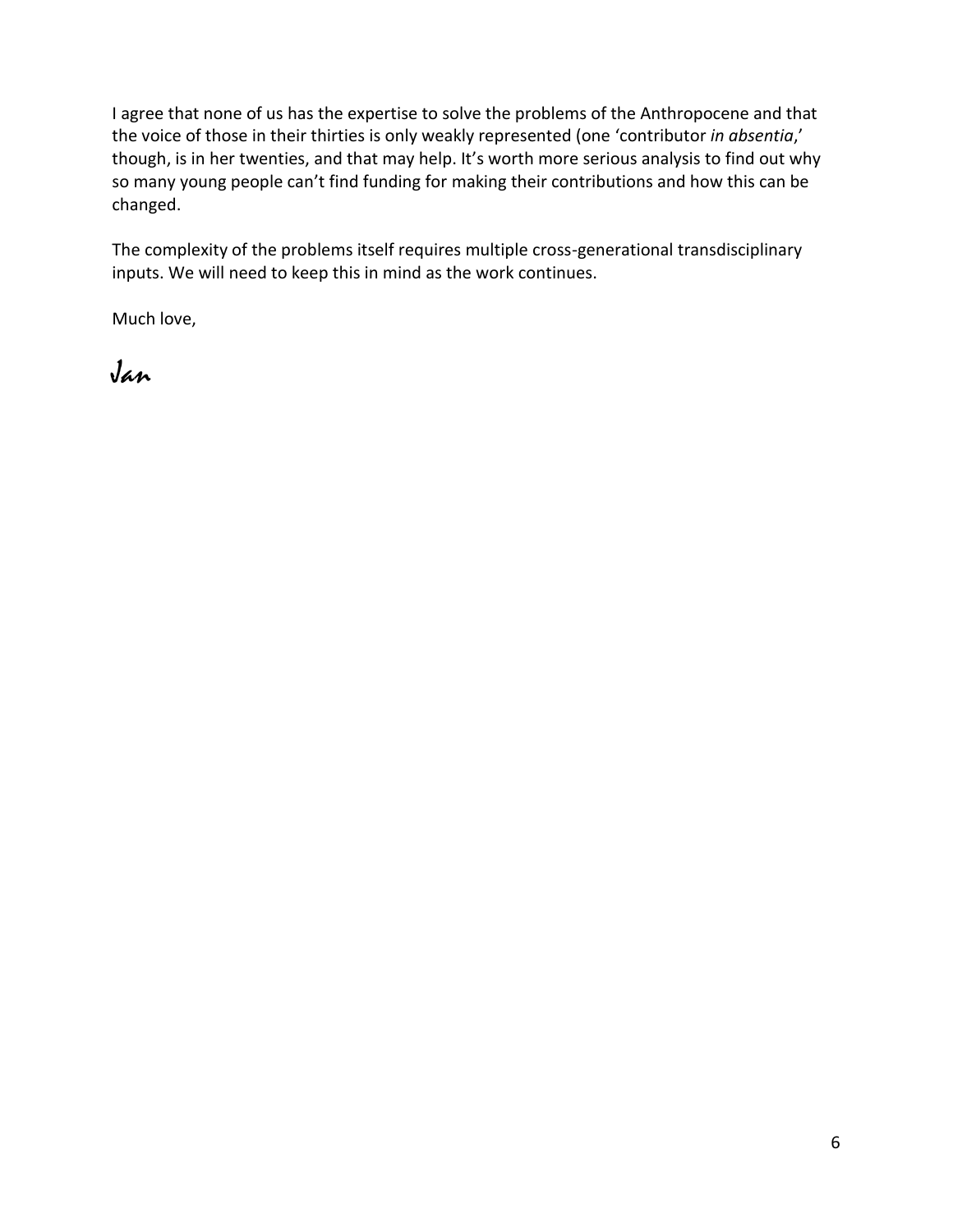I agree that none of us has the expertise to solve the problems of the Anthropocene and that the voice of those in their thirties is only weakly represented (one 'contributor *in absentia*,' though, is in her twenties, and that may help. It's worth more serious analysis to find out why so many young people can't find funding for making their contributions and how this can be changed.

The complexity of the problems itself requires multiple cross-generational transdisciplinary inputs. We will need to keep this in mind as the work continues.

Much love,

Jan